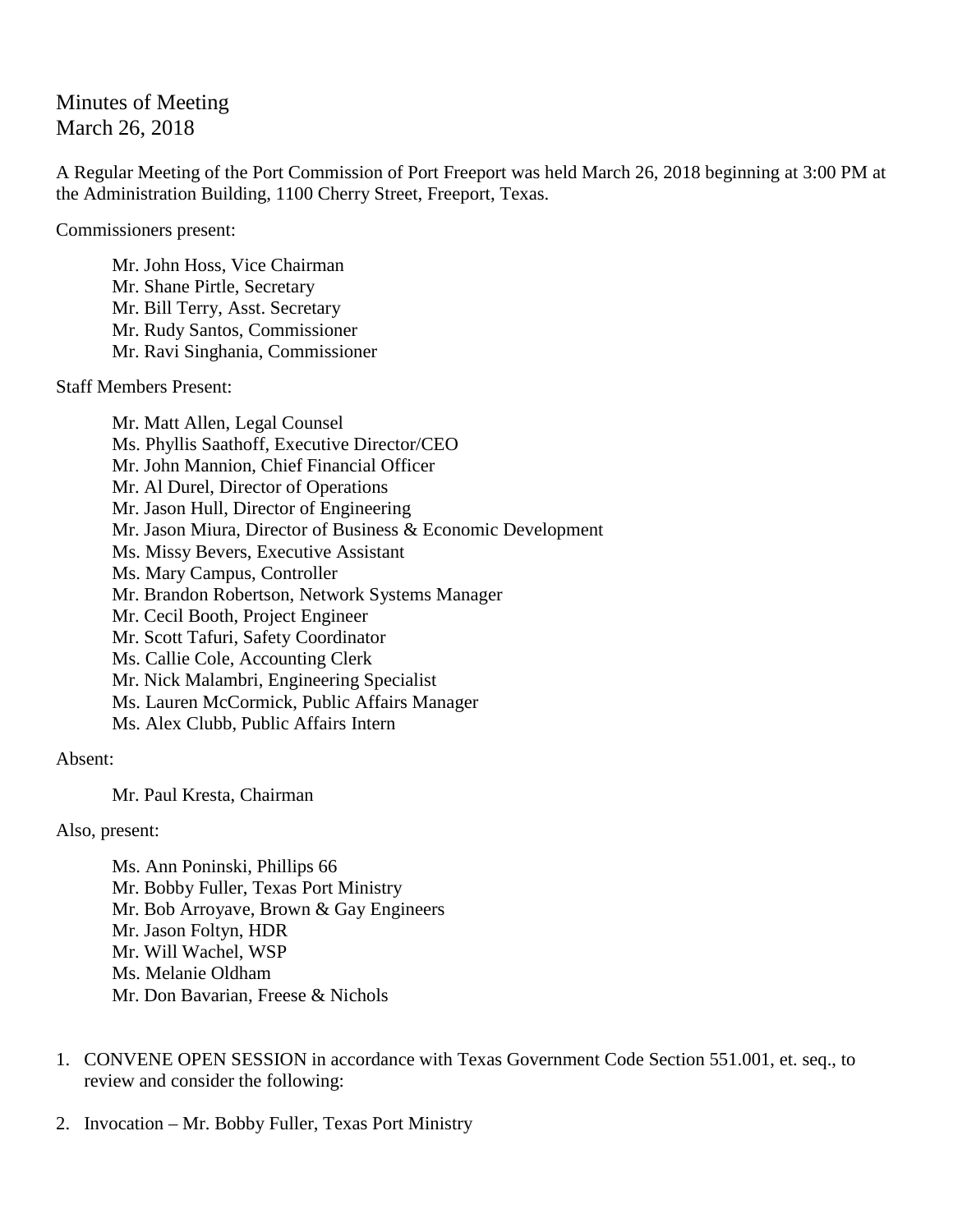# Minutes of Meeting
March 26, 2018

A Regular Meeting of the Port Commission of Port Freeport was held March 26, 2018 beginning at 3:00 PM at the Administration Building, 1100 Cherry Street, Freeport, Texas.

Commissioners present:

Mr. John Hoss, Vice Chairman
Mr. Shane Pirtle, Secretary
Mr. Bill Terry, Asst. Secretary
Mr. Rudy Santos, Commissioner
Mr. Ravi Singhania, Commissioner

Staff Members Present:

Mr. Matt Allen, Legal Counsel
Ms. Phyllis Saathoff, Executive Director/CEO
Mr. John Mannion, Chief Financial Officer
Mr. Al Durel, Director of Operations
Mr. Jason Hull, Director of Engineering
Mr. Jason Miura, Director of Business & Economic Development
Ms. Missy Bevers, Executive Assistant
Ms. Mary Campus, Controller
Mr. Brandon Robertson, Network Systems Manager
Mr. Cecil Booth, Project Engineer
Mr. Scott Tafuri, Safety Coordinator
Ms. Callie Cole, Accounting Clerk
Mr. Nick Malambri, Engineering Specialist
Ms. Lauren McCormick, Public Affairs Manager
Ms. Alex Clubb, Public Affairs Intern

Absent:

Mr. Paul Kresta, Chairman

Also, present:

Ms. Ann Poninski, Phillips 66
Mr. Bobby Fuller, Texas Port Ministry
Mr. Bob Arroyave, Brown & Gay Engineers
Mr. Jason Foltyn, HDR
Mr. Will Wachel, WSP
Ms. Melanie Oldham
Mr. Don Bavarian, Freese & Nichols

1. CONVENE OPEN SESSION in accordance with Texas Government Code Section 551.001, et. seq., to review and consider the following:

2. Invocation – Mr. Bobby Fuller, Texas Port Ministry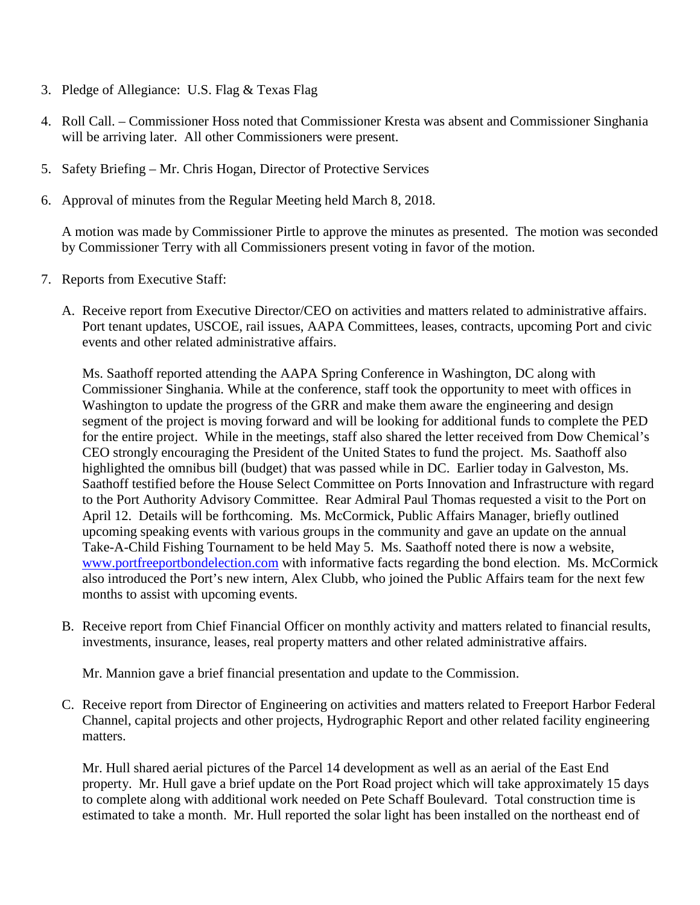3. Pledge of Allegiance: U.S. Flag & Texas Flag

4. Roll Call. – Commissioner Hoss noted that Commissioner Kresta was absent and Commissioner Singhania will be arriving later. All other Commissioners were present.

5. Safety Briefing – Mr. Chris Hogan, Director of Protective Services

6. Approval of minutes from the Regular Meeting held March 8, 2018.

   A motion was made by Commissioner Pirtle to approve the minutes as presented. The motion was seconded by Commissioner Terry with all Commissioners present voting in favor of the motion.

7. Reports from Executive Staff:

   A. Receive report from Executive Director/CEO on activities and matters related to administrative affairs. Port tenant updates, USCOE, rail issues, AAPA Committees, leases, contracts, upcoming Port and civic events and other related administrative affairs.

      Ms. Saathoff reported attending the AAPA Spring Conference in Washington, DC along with Commissioner Singhania. While at the conference, staff took the opportunity to meet with offices in Washington to update the progress of the GRR and make them aware the engineering and design segment of the project is moving forward and will be looking for additional funds to complete the PED for the entire project. While in the meetings, staff also shared the letter received from Dow Chemical's CEO strongly encouraging the President of the United States to fund the project. Ms. Saathoff also highlighted the omnibus bill (budget) that was passed while in DC. Earlier today in Galveston, Ms. Saathoff testified before the House Select Committee on Ports Innovation and Infrastructure with regard to the Port Authority Advisory Committee. Rear Admiral Paul Thomas requested a visit to the Port on April 12. Details will be forthcoming. Ms. McCormick, Public Affairs Manager, briefly outlined upcoming speaking events with various groups in the community and gave an update on the annual Take-A-Child Fishing Tournament to be held May 5. Ms. Saathoff noted there is now a website, [www.portfreeportbondelection.com](http://www.portfreeportbondelection.com) with informative facts regarding the bond election. Ms. McCormick also introduced the Port's new intern, Alex Clubb, who joined the Public Affairs team for the next few months to assist with upcoming events.

   B. Receive report from Chief Financial Officer on monthly activity and matters related to financial results, investments, insurance, leases, real property matters and other related administrative affairs.

      Mr. Mannion gave a brief financial presentation and update to the Commission.

   C. Receive report from Director of Engineering on activities and matters related to Freeport Harbor Federal Channel, capital projects and other projects, Hydrographic Report and other related facility engineering matters.

      Mr. Hull shared aerial pictures of the Parcel 14 development as well as an aerial of the East End property. Mr. Hull gave a brief update on the Port Road project which will take approximately 15 days to complete along with additional work needed on Pete Schaff Boulevard. Total construction time is estimated to take a month. Mr. Hull reported the solar light has been installed on the northeast end of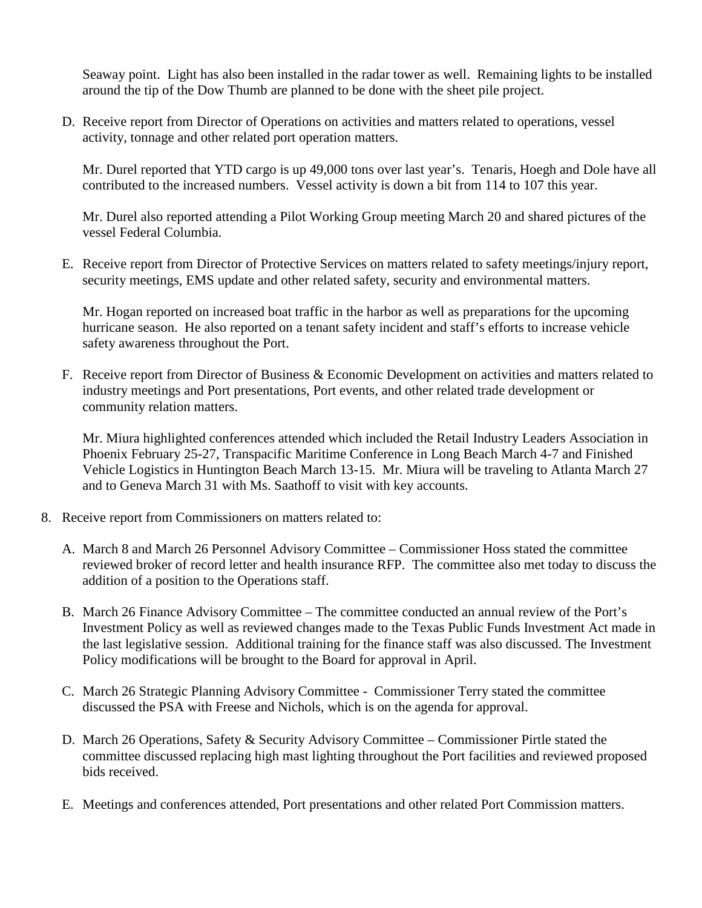Seaway point. Light has also been installed in the radar tower as well. Remaining lights to be installed around the tip of the Dow Thumb are planned to be done with the sheet pile project.

D. Receive report from Director of Operations on activities and matters related to operations, vessel activity, tonnage and other related port operation matters.

   Mr. Durel reported that YTD cargo is up 49,000 tons over last year's. Tenaris, Hoegh and Dole have all contributed to the increased numbers. Vessel activity is down a bit from 114 to 107 this year.

   Mr. Durel also reported attending a Pilot Working Group meeting March 20 and shared pictures of the vessel Federal Columbia.

E. Receive report from Director of Protective Services on matters related to safety meetings/injury report, security meetings, EMS update and other related safety, security and environmental matters.

   Mr. Hogan reported on increased boat traffic in the harbor as well as preparations for the upcoming hurricane season. He also reported on a tenant safety incident and staff's efforts to increase vehicle safety awareness throughout the Port.

F. Receive report from Director of Business & Economic Development on activities and matters related to industry meetings and Port presentations, Port events, and other related trade development or community relation matters.

   Mr. Miura highlighted conferences attended which included the Retail Industry Leaders Association in Phoenix February 25-27, Transpacific Maritime Conference in Long Beach March 4-7 and Finished Vehicle Logistics in Huntington Beach March 13-15. Mr. Miura will be traveling to Atlanta March 27 and to Geneva March 31 with Ms. Saathoff to visit with key accounts.

8. Receive report from Commissioners on matters related to:

   A. March 8 and March 26 Personnel Advisory Committee – Commissioner Hoss stated the committee reviewed broker of record letter and health insurance RFP. The committee also met today to discuss the addition of a position to the Operations staff.

   B. March 26 Finance Advisory Committee – The committee conducted an annual review of the Port's Investment Policy as well as reviewed changes made to the Texas Public Funds Investment Act made in the last legislative session. Additional training for the finance staff was also discussed. The Investment Policy modifications will be brought to the Board for approval in April.

   C. March 26 Strategic Planning Advisory Committee - Commissioner Terry stated the committee discussed the PSA with Freese and Nichols, which is on the agenda for approval.

   D. March 26 Operations, Safety & Security Advisory Committee – Commissioner Pirtle stated the committee discussed replacing high mast lighting throughout the Port facilities and reviewed proposed bids received.

   E. Meetings and conferences attended, Port presentations and other related Port Commission matters.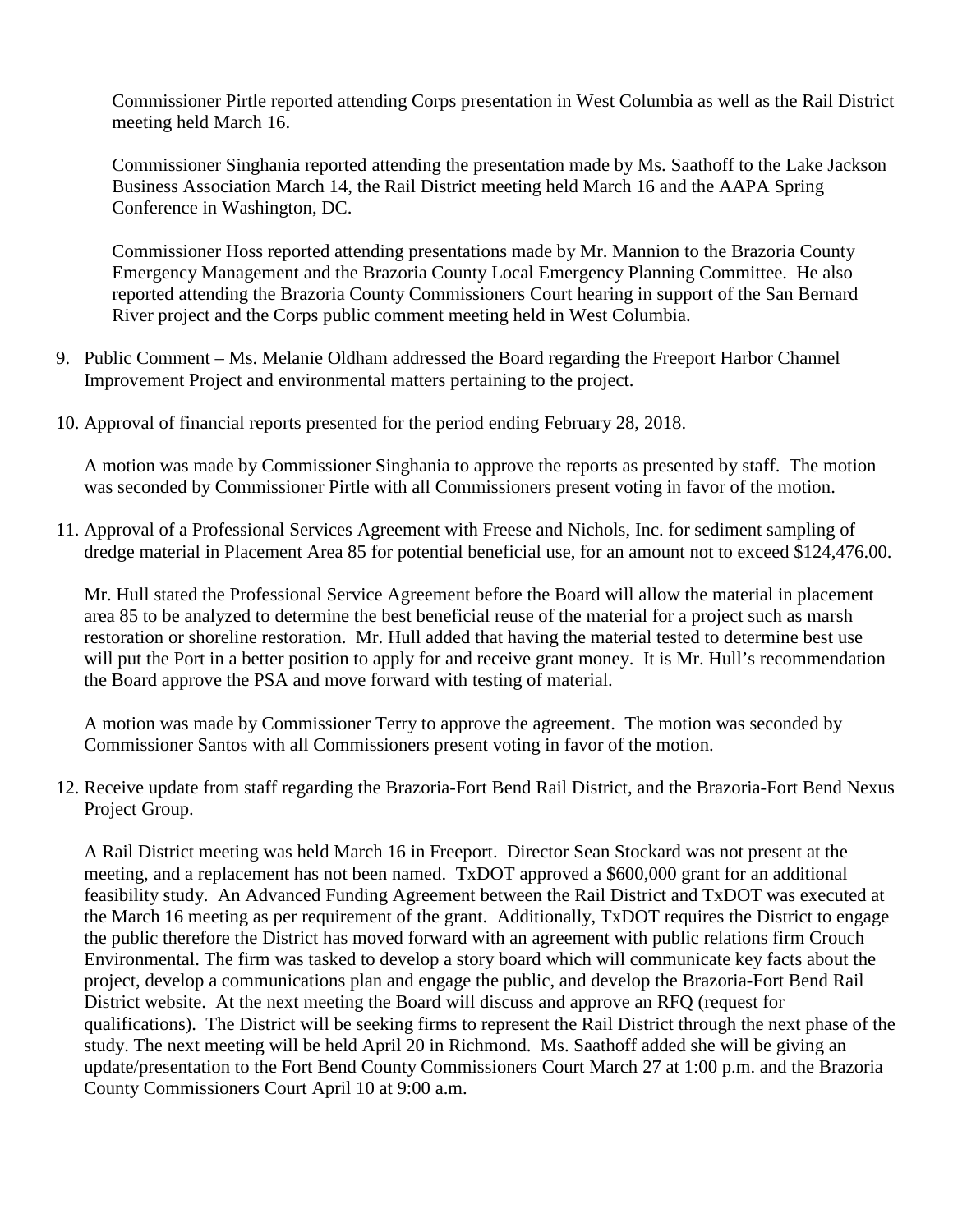Commissioner Pirtle reported attending Corps presentation in West Columbia as well as the Rail District meeting held March 16.

Commissioner Singhania reported attending the presentation made by Ms. Saathoff to the Lake Jackson Business Association March 14, the Rail District meeting held March 16 and the AAPA Spring Conference in Washington, DC.

Commissioner Hoss reported attending presentations made by Mr. Mannion to the Brazoria County Emergency Management and the Brazoria County Local Emergency Planning Committee. He also reported attending the Brazoria County Commissioners Court hearing in support of the San Bernard River project and the Corps public comment meeting held in West Columbia.

9. Public Comment – Ms. Melanie Oldham addressed the Board regarding the Freeport Harbor Channel Improvement Project and environmental matters pertaining to the project.

10. Approval of financial reports presented for the period ending February 28, 2018.

    A motion was made by Commissioner Singhania to approve the reports as presented by staff. The motion was seconded by Commissioner Pirtle with all Commissioners present voting in favor of the motion.

11. Approval of a Professional Services Agreement with Freese and Nichols, Inc. for sediment sampling of dredge material in Placement Area 85 for potential beneficial use, for an amount not to exceed $124,476.00.

    Mr. Hull stated the Professional Service Agreement before the Board will allow the material in placement area 85 to be analyzed to determine the best beneficial reuse of the material for a project such as marsh restoration or shoreline restoration. Mr. Hull added that having the material tested to determine best use will put the Port in a better position to apply for and receive grant money. It is Mr. Hull's recommendation the Board approve the PSA and move forward with testing of material.

    A motion was made by Commissioner Terry to approve the agreement. The motion was seconded by Commissioner Santos with all Commissioners present voting in favor of the motion.

12. Receive update from staff regarding the Brazoria-Fort Bend Rail District, and the Brazoria-Fort Bend Nexus Project Group.

    A Rail District meeting was held March 16 in Freeport. Director Sean Stockard was not present at the meeting, and a replacement has not been named. TxDOT approved a $600,000 grant for an additional feasibility study. An Advanced Funding Agreement between the Rail District and TxDOT was executed at the March 16 meeting as per requirement of the grant. Additionally, TxDOT requires the District to engage the public therefore the District has moved forward with an agreement with public relations firm Crouch Environmental. The firm was tasked to develop a story board which will communicate key facts about the project, develop a communications plan and engage the public, and develop the Brazoria-Fort Bend Rail District website. At the next meeting the Board will discuss and approve an RFQ (request for qualifications). The District will be seeking firms to represent the Rail District through the next phase of the study. The next meeting will be held April 20 in Richmond. Ms. Saathoff added she will be giving an update/presentation to the Fort Bend County Commissioners Court March 27 at 1:00 p.m. and the Brazoria County Commissioners Court April 10 at 9:00 a.m.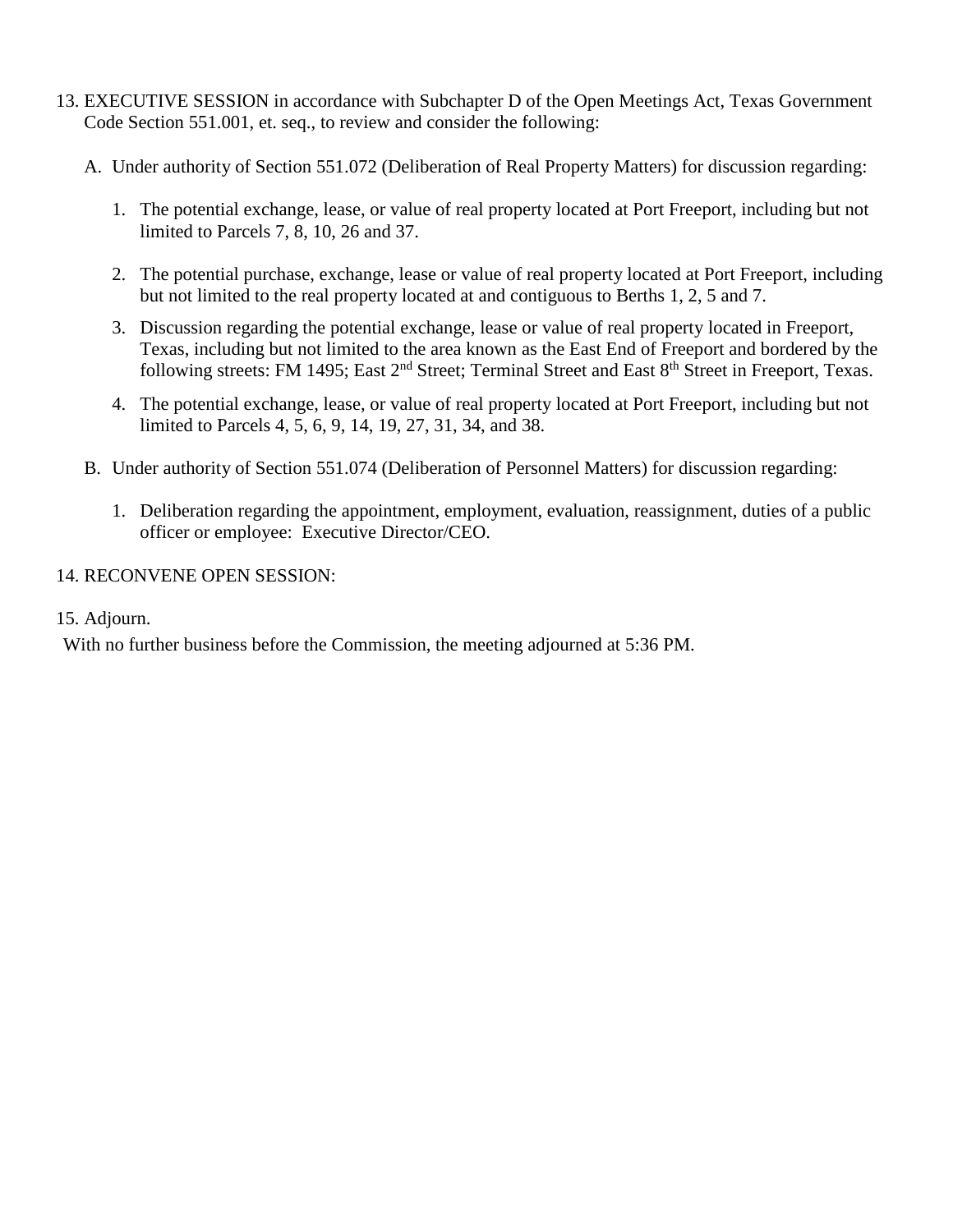13. EXECUTIVE SESSION in accordance with Subchapter D of the Open Meetings Act, Texas Government Code Section 551.001, et. seq., to review and consider the following:

    A. Under authority of Section 551.072 (Deliberation of Real Property Matters) for discussion regarding:

       1. The potential exchange, lease, or value of real property located at Port Freeport, including but not limited to Parcels 7, 8, 10, 26 and 37.

       2. The potential purchase, exchange, lease or value of real property located at Port Freeport, including but not limited to the real property located at and contiguous to Berths 1, 2, 5 and 7.

       3. Discussion regarding the potential exchange, lease or value of real property located in Freeport, Texas, including but not limited to the area known as the East End of Freeport and bordered by the following streets: FM 1495; East 2nd Street; Terminal Street and East 8th Street in Freeport, Texas.

       4. The potential exchange, lease, or value of real property located at Port Freeport, including but not limited to Parcels 4, 5, 6, 9, 14, 19, 27, 31, 34, and 38.

    B. Under authority of Section 551.074 (Deliberation of Personnel Matters) for discussion regarding:

       1. Deliberation regarding the appointment, employment, evaluation, reassignment, duties of a public officer or employee: Executive Director/CEO.

14. RECONVENE OPEN SESSION:

15. Adjourn.

With no further business before the Commission, the meeting adjourned at 5:36 PM.